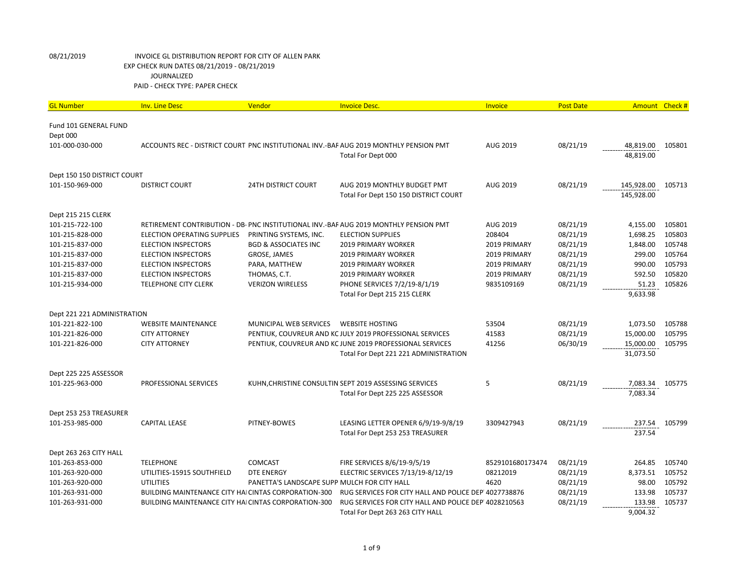08/21/2019 INVOICE GL DISTRIBUTION REPORT FOR CITY OF ALLEN PARK

EXP CHECK RUN DATES 08/21/2019 - 08/21/2019

JOURNALIZED

PAID - CHECK TYPE: PAPER CHECK

| GL Number | Inv. Line Desc | Vendor | Invoice Desc. | Invoice | Post Date | Amount | Check # |
|---|---|---|---|---|---|---|---|
| Fund 101 GENERAL FUND | | | | | | | |
| Dept 000 | | | | | | | |
| 101-000-030-000 | ACCOUNTS REC - DISTRICT COURT | PNC INSTITUTIONAL INV.-BAF | AUG 2019 MONTHLY PENSION PMT | AUG 2019 | 08/21/19 | 48,819.00 | 105801 |
| | | | Total For Dept 000 | | | 48,819.00 | |
| Dept 150 150 DISTRICT COURT | | | | | | | |
| 101-150-969-000 | DISTRICT COURT | 24TH DISTRICT COURT | AUG 2019 MONTHLY BUDGET PMT | AUG 2019 | 08/21/19 | 145,928.00 | 105713 |
| | | | Total For Dept 150 150 DISTRICT COURT | | | 145,928.00 | |
| Dept 215 215 CLERK | | | | | | | |
| 101-215-722-100 | RETIREMENT CONTRIBUTION - DB- | PNC INSTITUTIONAL INV.-BAF | AUG 2019 MONTHLY PENSION PMT | AUG 2019 | 08/21/19 | 4,155.00 | 105801 |
| 101-215-828-000 | ELECTION OPERATING SUPPLIES | PRINTING SYSTEMS, INC. | ELECTION SUPPLIES | 208404 | 08/21/19 | 1,698.25 | 105803 |
| 101-215-837-000 | ELECTION INSPECTORS | BGD & ASSOCIATES INC | 2019 PRIMARY WORKER | 2019 PRIMARY | 08/21/19 | 1,848.00 | 105748 |
| 101-215-837-000 | ELECTION INSPECTORS | GROSE, JAMES | 2019 PRIMARY WORKER | 2019 PRIMARY | 08/21/19 | 299.00 | 105764 |
| 101-215-837-000 | ELECTION INSPECTORS | PARA, MATTHEW | 2019 PRIMARY WORKER | 2019 PRIMARY | 08/21/19 | 990.00 | 105793 |
| 101-215-837-000 | ELECTION INSPECTORS | THOMAS, C.T. | 2019 PRIMARY WORKER | 2019 PRIMARY | 08/21/19 | 592.50 | 105820 |
| 101-215-934-000 | TELEPHONE CITY CLERK | VERIZON WIRELESS | PHONE SERVICES 7/2/19-8/1/19 | 9835109169 | 08/21/19 | 51.23 | 105826 |
| | | | Total For Dept 215 215 CLERK | | | 9,633.98 | |
| Dept 221 221 ADMINISTRATION | | | | | | | |
| 101-221-822-100 | WEBSITE MAINTENANCE | MUNICIPAL WEB SERVICES | WEBSITE HOSTING | 53504 | 08/21/19 | 1,073.50 | 105788 |
| 101-221-826-000 | CITY ATTORNEY | PENTIUK, COUVREUR AND KC | JULY 2019 PROFESSIONAL SERVICES | 41583 | 08/21/19 | 15,000.00 | 105795 |
| 101-221-826-000 | CITY ATTORNEY | PENTIUK, COUVREUR AND KC | JUNE 2019 PROFESSIONAL SERVICES | 41256 | 06/30/19 | 15,000.00 | 105795 |
| | | | Total For Dept 221 221 ADMINISTRATION | | | 31,073.50 | |
| Dept 225 225 ASSESSOR | | | | | | | |
| 101-225-963-000 | PROFESSIONAL SERVICES | KUHN,CHRISTINE CONSULTIN | SEPT 2019 ASSESSING SERVICES | 5 | 08/21/19 | 7,083.34 | 105775 |
| | | | Total For Dept 225 225 ASSESSOR | | | 7,083.34 | |
| Dept 253 253 TREASURER | | | | | | | |
| 101-253-985-000 | CAPITAL LEASE | PITNEY-BOWES | LEASING LETTER OPENER 6/9/19-9/8/19 | 3309427943 | 08/21/19 | 237.54 | 105799 |
| | | | Total For Dept 253 253 TREASURER | | | 237.54 | |
| Dept 263 263 CITY HALL | | | | | | | |
| 101-263-853-000 | TELEPHONE | COMCAST | FIRE SERVICES 8/6/19-9/5/19 | 8529101680173474 | 08/21/19 | 264.85 | 105740 |
| 101-263-920-000 | UTILITIES-15915 SOUTHFIELD | DTE ENERGY | ELECTRIC SERVICES 7/13/19-8/12/19 | 08212019 | 08/21/19 | 8,373.51 | 105752 |
| 101-263-920-000 | UTILITIES | PANETTA'S LANDSCAPE SUPP | MULCH FOR CITY HALL | 4620 | 08/21/19 | 98.00 | 105792 |
| 101-263-931-000 | BUILDING MAINTENANCE CITY HAI | CINTAS CORPORATION-300 | RUG SERVICES FOR CITY HALL AND POLICE DEPT | 4027738876 | 08/21/19 | 133.98 | 105737 |
| 101-263-931-000 | BUILDING MAINTENANCE CITY HAI | CINTAS CORPORATION-300 | RUG SERVICES FOR CITY HALL AND POLICE DEPT | 4028210563 | 08/21/19 | 133.98 | 105737 |
| | | | Total For Dept 263 263 CITY HALL | | | 9,004.32 | |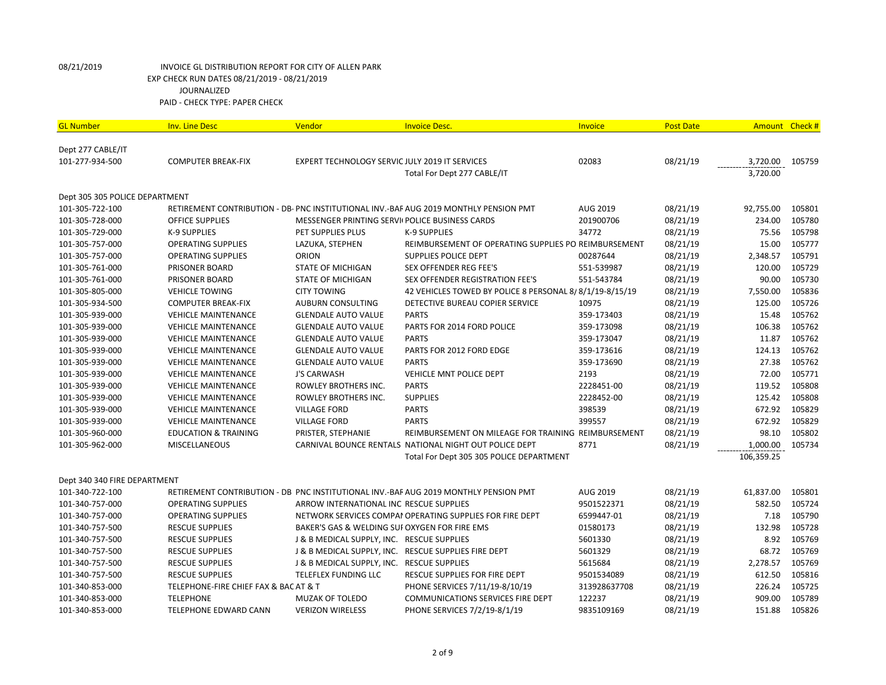08/21/2019 INVOICE GL DISTRIBUTION REPORT FOR CITY OF ALLEN PARK
EXP CHECK RUN DATES 08/21/2019 - 08/21/2019
JOURNALIZED
PAID - CHECK TYPE: PAPER CHECK

| GL Number | Inv. Line Desc | Vendor | Invoice Desc. | Invoice | Post Date | Amount | Check # |
|---|---|---|---|---|---|---|---|
| Dept 277 CABLE/IT | | | | | | | |
| 101-277-934-500 | COMPUTER BREAK-FIX | EXPERT TECHNOLOGY SERVIC | JULY 2019 IT SERVICES | 02083 | 08/21/19 | 3,720.00 | 105759 |
| | | | Total For Dept 277 CABLE/IT | | | 3,720.00 | |
| Dept 305 305 POLICE DEPARTMENT | | | | | | | |
| 101-305-722-100 | RETIREMENT CONTRIBUTION - DB- | PNC INSTITUTIONAL INV.-BAF | AUG 2019 MONTHLY PENSION PMT | AUG 2019 | 08/21/19 | 92,755.00 | 105801 |
| 101-305-728-000 | OFFICE SUPPLIES | MESSENGER PRINTING SERVI | POLICE BUSINESS CARDS | 201900706 | 08/21/19 | 234.00 | 105780 |
| 101-305-729-000 | K-9 SUPPLIES | PET SUPPLIES PLUS | K-9 SUPPLIES | 34772 | 08/21/19 | 75.56 | 105798 |
| 101-305-757-000 | OPERATING SUPPLIES | LAZUKA, STEPHEN | REIMBURSEMENT OF OPERATING SUPPLIES PO | REIMBURSEMENT | 08/21/19 | 15.00 | 105777 |
| 101-305-757-000 | OPERATING SUPPLIES | ORION | SUPPLIES POLICE DEPT | 00287644 | 08/21/19 | 2,348.57 | 105791 |
| 101-305-761-000 | PRISONER BOARD | STATE OF MICHIGAN | SEX OFFENDER REG FEE'S | 551-539987 | 08/21/19 | 120.00 | 105729 |
| 101-305-761-000 | PRISONER BOARD | STATE OF MICHIGAN | SEX OFFENDER REGISTRATION FEE'S | 551-543784 | 08/21/19 | 90.00 | 105730 |
| 101-305-805-000 | VEHICLE TOWING | CITY TOWING | 42 VEHICLES TOWED BY POLICE 8 PERSONAL 8/ | 8/1/19-8/15/19 | 08/21/19 | 7,550.00 | 105836 |
| 101-305-934-500 | COMPUTER BREAK-FIX | AUBURN CONSULTING | DETECTIVE BUREAU COPIER SERVICE | 10975 | 08/21/19 | 125.00 | 105726 |
| 101-305-939-000 | VEHICLE MAINTENANCE | GLENDALE AUTO VALUE | PARTS | 359-173403 | 08/21/19 | 15.48 | 105762 |
| 101-305-939-000 | VEHICLE MAINTENANCE | GLENDALE AUTO VALUE | PARTS FOR 2014 FORD POLICE | 359-173098 | 08/21/19 | 106.38 | 105762 |
| 101-305-939-000 | VEHICLE MAINTENANCE | GLENDALE AUTO VALUE | PARTS | 359-173047 | 08/21/19 | 11.87 | 105762 |
| 101-305-939-000 | VEHICLE MAINTENANCE | GLENDALE AUTO VALUE | PARTS FOR 2012 FORD EDGE | 359-173616 | 08/21/19 | 124.13 | 105762 |
| 101-305-939-000 | VEHICLE MAINTENANCE | GLENDALE AUTO VALUE | PARTS | 359-173690 | 08/21/19 | 27.38 | 105762 |
| 101-305-939-000 | VEHICLE MAINTENANCE | J'S CARWASH | VEHICLE MNT POLICE DEPT | 2193 | 08/21/19 | 72.00 | 105771 |
| 101-305-939-000 | VEHICLE MAINTENANCE | ROWLEY BROTHERS INC. | PARTS | 2228451-00 | 08/21/19 | 119.52 | 105808 |
| 101-305-939-000 | VEHICLE MAINTENANCE | ROWLEY BROTHERS INC. | SUPPLIES | 2228452-00 | 08/21/19 | 125.42 | 105808 |
| 101-305-939-000 | VEHICLE MAINTENANCE | VILLAGE FORD | PARTS | 398539 | 08/21/19 | 672.92 | 105829 |
| 101-305-939-000 | VEHICLE MAINTENANCE | VILLAGE FORD | PARTS | 399557 | 08/21/19 | 672.92 | 105829 |
| 101-305-960-000 | EDUCATION & TRAINING | PRISTER, STEPHANIE | REIMBURSEMENT ON MILEAGE FOR TRAINING | REIMBURSEMENT | 08/21/19 | 98.10 | 105802 |
| 101-305-962-000 | MISCELLANEOUS | CARNIVAL BOUNCE RENTALS | NATIONAL NIGHT OUT POLICE DEPT | 8771 | 08/21/19 | 1,000.00 | 105734 |
| | | | Total For Dept 305 305 POLICE DEPARTMENT | | | 106,359.25 | |
| Dept 340 340 FIRE DEPARTMENT | | | | | | | |
| 101-340-722-100 | RETIREMENT CONTRIBUTION - DB | PNC INSTITUTIONAL INV.-BAF | AUG 2019 MONTHLY PENSION PMT | AUG 2019 | 08/21/19 | 61,837.00 | 105801 |
| 101-340-757-000 | OPERATING SUPPLIES | ARROW INTERNATIONAL INC | RESCUE SUPPLIES | 9501522371 | 08/21/19 | 582.50 | 105724 |
| 101-340-757-000 | OPERATING SUPPLIES | NETWORK SERVICES COMPAI | OPERATING SUPPLIES FOR FIRE DEPT | 6599447-01 | 08/21/19 | 7.18 | 105790 |
| 101-340-757-500 | RESCUE SUPPLIES | BAKER'S GAS & WELDING SUI | OXYGEN FOR FIRE EMS | 01580173 | 08/21/19 | 132.98 | 105728 |
| 101-340-757-500 | RESCUE SUPPLIES | J & B MEDICAL SUPPLY, INC. | RESCUE SUPPLIES | 5601330 | 08/21/19 | 8.92 | 105769 |
| 101-340-757-500 | RESCUE SUPPLIES | J & B MEDICAL SUPPLY, INC. | RESCUE SUPPLIES FIRE DEPT | 5601329 | 08/21/19 | 68.72 | 105769 |
| 101-340-757-500 | RESCUE SUPPLIES | J & B MEDICAL SUPPLY, INC. | RESCUE SUPPLIES | 5615684 | 08/21/19 | 2,278.57 | 105769 |
| 101-340-757-500 | RESCUE SUPPLIES | TELEFLEX FUNDING LLC | RESCUE SUPPLIES FOR FIRE DEPT | 9501534089 | 08/21/19 | 612.50 | 105816 |
| 101-340-853-000 | TELEPHONE-FIRE CHIEF FAX & BAC | AT & T | PHONE SERVICES 7/11/19-8/10/19 | 313928637708 | 08/21/19 | 226.24 | 105725 |
| 101-340-853-000 | TELEPHONE | MUZAK OF TOLEDO | COMMUNICATIONS SERVICES FIRE DEPT | 122237 | 08/21/19 | 909.00 | 105789 |
| 101-340-853-000 | TELEPHONE EDWARD CANN | VERIZON WIRELESS | PHONE SERVICES 7/2/19-8/1/19 | 9835109169 | 08/21/19 | 151.88 | 105826 |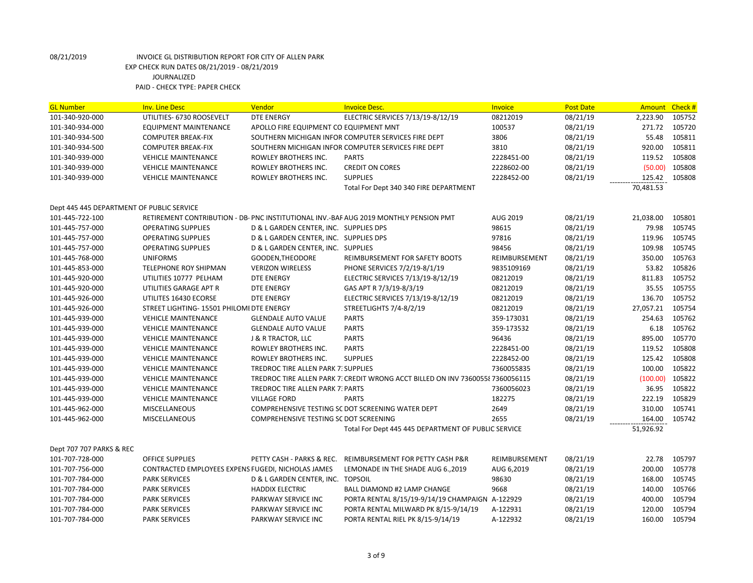08/21/2019 INVOICE GL DISTRIBUTION REPORT FOR CITY OF ALLEN PARK

EXP CHECK RUN DATES 08/21/2019 - 08/21/2019

JOURNALIZED

PAID - CHECK TYPE: PAPER CHECK

| GL Number | Inv. Line Desc | Vendor | Invoice Desc. | Invoice | Post Date | Amount | Check # |
|---|---|---|---|---|---|---|---|
| 101-340-920-000 | UTILITIES- 6730 ROOSEVELT | DTE ENERGY | ELECTRIC SERVICES 7/13/19-8/12/19 | 08212019 | 08/21/19 | 2,223.90 | 105752 |
| 101-340-934-000 | EQUIPMENT MAINTENANCE | APOLLO FIRE EQUIPMENT CO | EQUIPMENT MNT | 100537 | 08/21/19 | 271.72 | 105720 |
| 101-340-934-500 | COMPUTER BREAK-FIX | SOUTHERN MICHIGAN INFOR | COMPUTER SERVICES FIRE DEPT | 3806 | 08/21/19 | 55.48 | 105811 |
| 101-340-934-500 | COMPUTER BREAK-FIX | SOUTHERN MICHIGAN INFOR | COMPUTER SERVICES FIRE DEPT | 3810 | 08/21/19 | 920.00 | 105811 |
| 101-340-939-000 | VEHICLE MAINTENANCE | ROWLEY BROTHERS INC. | PARTS | 2228451-00 | 08/21/19 | 119.52 | 105808 |
| 101-340-939-000 | VEHICLE MAINTENANCE | ROWLEY BROTHERS INC. | CREDIT ON CORES | 2228602-00 | 08/21/19 | (50.00) | 105808 |
| 101-340-939-000 | VEHICLE MAINTENANCE | ROWLEY BROTHERS INC. | SUPPLIES | 2228452-00 | 08/21/19 | 125.42 | 105808 |
| | | | Total For Dept 340 340 FIRE DEPARTMENT | | | 70,481.53 | |
| Dept 445 445 DEPARTMENT OF PUBLIC SERVICE | | | | | | | |
| 101-445-722-100 | RETIREMENT CONTRIBUTION - DB- | PNC INSTITUTIONAL INV.-BAF | AUG 2019 MONTHLY PENSION PMT | AUG 2019 | 08/21/19 | 21,038.00 | 105801 |
| 101-445-757-000 | OPERATING SUPPLIES | D & L GARDEN CENTER, INC. | SUPPLIES DPS | 98615 | 08/21/19 | 79.98 | 105745 |
| 101-445-757-000 | OPERATING SUPPLIES | D & L GARDEN CENTER, INC. | SUPPLIES DPS | 97816 | 08/21/19 | 119.96 | 105745 |
| 101-445-757-000 | OPERATING SUPPLIES | D & L GARDEN CENTER, INC. | SUPPLIES | 98456 | 08/21/19 | 109.98 | 105745 |
| 101-445-768-000 | UNIFORMS | GOODEN,THEODORE | REIMBURSEMENT FOR SAFETY BOOTS | REIMBURSEMENT | 08/21/19 | 350.00 | 105763 |
| 101-445-853-000 | TELEPHONE ROY SHIPMAN | VERIZON WIRELESS | PHONE SERVICES 7/2/19-8/1/19 | 9835109169 | 08/21/19 | 53.82 | 105826 |
| 101-445-920-000 | UTILITIES 10777 PELHAM | DTE ENERGY | ELECTRIC SERVICES 7/13/19-8/12/19 | 08212019 | 08/21/19 | 811.83 | 105752 |
| 101-445-920-000 | UTILITIES GARAGE APT R | DTE ENERGY | GAS APT R 7/3/19-8/3/19 | 08212019 | 08/21/19 | 35.55 | 105755 |
| 101-445-926-000 | UTILITIES 16430 ECORSE | DTE ENERGY | ELECTRIC SERVICES 7/13/19-8/12/19 | 08212019 | 08/21/19 | 136.70 | 105752 |
| 101-445-926-000 | STREET LIGHTING- 15501 PHILOMI | DTE ENERGY | STREETLIGHTS 7/4-8/2/19 | 08212019 | 08/21/19 | 27,057.21 | 105754 |
| 101-445-939-000 | VEHICLE MAINTENANCE | GLENDALE AUTO VALUE | PARTS | 359-173031 | 08/21/19 | 254.63 | 105762 |
| 101-445-939-000 | VEHICLE MAINTENANCE | GLENDALE AUTO VALUE | PARTS | 359-173532 | 08/21/19 | 6.18 | 105762 |
| 101-445-939-000 | VEHICLE MAINTENANCE | J & R TRACTOR, LLC | PARTS | 96436 | 08/21/19 | 895.00 | 105770 |
| 101-445-939-000 | VEHICLE MAINTENANCE | ROWLEY BROTHERS INC. | PARTS | 2228451-00 | 08/21/19 | 119.52 | 105808 |
| 101-445-939-000 | VEHICLE MAINTENANCE | ROWLEY BROTHERS INC. | SUPPLIES | 2228452-00 | 08/21/19 | 125.42 | 105808 |
| 101-445-939-000 | VEHICLE MAINTENANCE | TREDROC TIRE ALLEN PARK 7 | SUPPLIES | 7360055835 | 08/21/19 | 100.00 | 105822 |
| 101-445-939-000 | VEHICLE MAINTENANCE | TREDROC TIRE ALLEN PARK 7 | CREDIT WRONG ACCT BILLED ON INV 7360055 | 7360056115 | 08/21/19 | (100.00) | 105822 |
| 101-445-939-000 | VEHICLE MAINTENANCE | TREDROC TIRE ALLEN PARK 7 | PARTS | 7360056023 | 08/21/19 | 36.95 | 105822 |
| 101-445-939-000 | VEHICLE MAINTENANCE | VILLAGE FORD | PARTS | 182275 | 08/21/19 | 222.19 | 105829 |
| 101-445-962-000 | MISCELLANEOUS | COMPREHENSIVE TESTING SC | DOT SCREENING WATER DEPT | 2649 | 08/21/19 | 310.00 | 105741 |
| 101-445-962-000 | MISCELLANEOUS | COMPREHENSIVE TESTING SC | DOT SCREENING | 2655 | 08/21/19 | 164.00 | 105742 |
| | | | Total For Dept 445 445 DEPARTMENT OF PUBLIC SERVICE | | | 51,926.92 | |
| Dept 707 707 PARKS & REC | | | | | | | |
| 101-707-728-000 | OFFICE SUPPLIES | PETTY CASH - PARKS & REC. | REIMBURSEMENT FOR PETTY CASH P&R | REIMBURSEMENT | 08/21/19 | 22.78 | 105797 |
| 101-707-756-000 | CONTRACTED EMPLOYEES EXPENS | FUGEDI, NICHOLAS JAMES | LEMONADE IN THE SHADE AUG 6.,2019 | AUG 6,2019 | 08/21/19 | 200.00 | 105778 |
| 101-707-784-000 | PARK SERVICES | D & L GARDEN CENTER, INC. | TOPSOIL | 98630 | 08/21/19 | 168.00 | 105745 |
| 101-707-784-000 | PARK SERVICES | HADDIX ELECTRIC | BALL DIAMOND #2 LAMP CHANGE | 9668 | 08/21/19 | 140.00 | 105766 |
| 101-707-784-000 | PARK SERVICES | PARKWAY SERVICE INC | PORTA RENTAL 8/15/19-9/14/19 CHAMPAIGN | A-122929 | 08/21/19 | 400.00 | 105794 |
| 101-707-784-000 | PARK SERVICES | PARKWAY SERVICE INC | PORTA RENTAL MILWARD PK 8/15-9/14/19 | A-122931 | 08/21/19 | 120.00 | 105794 |
| 101-707-784-000 | PARK SERVICES | PARKWAY SERVICE INC | PORTA RENTAL RIEL PK 8/15-9/14/19 | A-122932 | 08/21/19 | 160.00 | 105794 |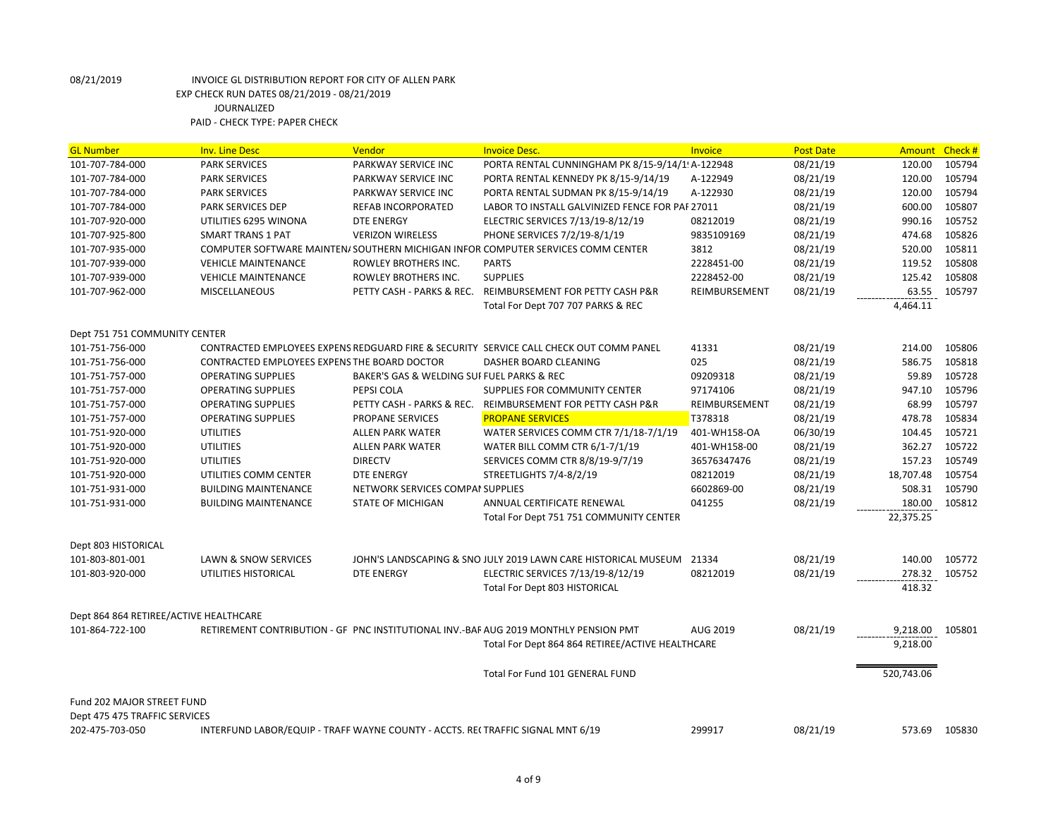08/21/2019 INVOICE GL DISTRIBUTION REPORT FOR CITY OF ALLEN PARK
EXP CHECK RUN DATES 08/21/2019 - 08/21/2019
JOURNALIZED
PAID - CHECK TYPE: PAPER CHECK

| GL Number | Inv. Line Desc | Vendor | Invoice Desc. | Invoice | Post Date | Amount | Check # |
|---|---|---|---|---|---|---|---|
| 101-707-784-000 | PARK SERVICES | PARKWAY SERVICE INC | PORTA RENTAL CUNNINGHAM PK 8/15-9/14/1! A-122948 | | 08/21/19 | 120.00 | 105794 |
| 101-707-784-000 | PARK SERVICES | PARKWAY SERVICE INC | PORTA RENTAL KENNEDY PK 8/15-9/14/19 | A-122949 | 08/21/19 | 120.00 | 105794 |
| 101-707-784-000 | PARK SERVICES | PARKWAY SERVICE INC | PORTA RENTAL SUDMAN PK 8/15-9/14/19 | A-122930 | 08/21/19 | 120.00 | 105794 |
| 101-707-784-000 | PARK SERVICES DEP | REFAB INCORPORATED | LABOR TO INSTALL GALVINIZED FENCE FOR PAF 27011 | | 08/21/19 | 600.00 | 105807 |
| 101-707-920-000 | UTILITIES 6295 WINONA | DTE ENERGY | ELECTRIC SERVICES 7/13/19-8/12/19 | 08212019 | 08/21/19 | 990.16 | 105752 |
| 101-707-925-800 | SMART TRANS 1 PAT | VERIZON WIRELESS | PHONE SERVICES 7/2/19-8/1/19 | 9835109169 | 08/21/19 | 474.68 | 105826 |
| 101-707-935-000 | COMPUTER SOFTWARE MAINTEN/ | SOUTHERN MICHIGAN INFOR | COMPUTER SERVICES COMM CENTER | 3812 | 08/21/19 | 520.00 | 105811 |
| 101-707-939-000 | VEHICLE MAINTENANCE | ROWLEY BROTHERS INC. | PARTS | 2228451-00 | 08/21/19 | 119.52 | 105808 |
| 101-707-939-000 | VEHICLE MAINTENANCE | ROWLEY BROTHERS INC. | SUPPLIES | 2228452-00 | 08/21/19 | 125.42 | 105808 |
| 101-707-962-000 | MISCELLANEOUS | PETTY CASH - PARKS & REC. | REIMBURSEMENT FOR PETTY CASH P&R | REIMBURSEMENT | 08/21/19 | 63.55 | 105797 |
| | | | Total For Dept 707 707 PARKS & REC | | | 4,464.11 | |
| Dept 751 751 COMMUNITY CENTER | | | | | | | |
| 101-751-756-000 | CONTRACTED EMPLOYEES EXPENS | REDGUARD FIRE & SECURITY | SERVICE CALL CHECK OUT COMM PANEL | 41331 | 08/21/19 | 214.00 | 105806 |
| 101-751-756-000 | CONTRACTED EMPLOYEES EXPENS | THE BOARD DOCTOR | DASHER BOARD CLEANING | 025 | 08/21/19 | 586.75 | 105818 |
| 101-751-757-000 | OPERATING SUPPLIES | BAKER'S GAS & WELDING SUF | FUEL PARKS & REC | 09209318 | 08/21/19 | 59.89 | 105728 |
| 101-751-757-000 | OPERATING SUPPLIES | PEPSI COLA | SUPPLIES FOR COMMUNITY CENTER | 97174106 | 08/21/19 | 947.10 | 105796 |
| 101-751-757-000 | OPERATING SUPPLIES | PETTY CASH - PARKS & REC. | REIMBURSEMENT FOR PETTY CASH P&R | REIMBURSEMENT | 08/21/19 | 68.99 | 105797 |
| 101-751-757-000 | OPERATING SUPPLIES | PROPANE SERVICES | PROPANE SERVICES | T378318 | 08/21/19 | 478.78 | 105834 |
| 101-751-920-000 | UTILITIES | ALLEN PARK WATER | WATER SERVICES COMM CTR 7/1/18-7/1/19 | 401-WH158-OA | 06/30/19 | 104.45 | 105721 |
| 101-751-920-000 | UTILITIES | ALLEN PARK WATER | WATER BILL COMM CTR 6/1-7/1/19 | 401-WH158-00 | 08/21/19 | 362.27 | 105722 |
| 101-751-920-000 | UTILITIES | DIRECTV | SERVICES COMM CTR 8/8/19-9/7/19 | 36576347476 | 08/21/19 | 157.23 | 105749 |
| 101-751-920-000 | UTILITIES COMM CENTER | DTE ENERGY | STREETLIGHTS 7/4-8/2/19 | 08212019 | 08/21/19 | 18,707.48 | 105754 |
| 101-751-931-000 | BUILDING MAINTENANCE | NETWORK SERVICES COMPAI | SUPPLIES | 6602869-00 | 08/21/19 | 508.31 | 105790 |
| 101-751-931-000 | BUILDING MAINTENANCE | STATE OF MICHIGAN | ANNUAL CERTIFICATE RENEWAL | 041255 | 08/21/19 | 180.00 | 105812 |
| | | | Total For Dept 751 751 COMMUNITY CENTER | | | 22,375.25 | |
| Dept 803 HISTORICAL | | | | | | | |
| 101-803-801-001 | LAWN & SNOW SERVICES | JOHN'S LANDSCAPING & SNO | JULY 2019 LAWN CARE HISTORICAL MUSEUM | 21334 | 08/21/19 | 140.00 | 105772 |
| 101-803-920-000 | UTILITIES HISTORICAL | DTE ENERGY | ELECTRIC SERVICES 7/13/19-8/12/19 | 08212019 | 08/21/19 | 278.32 | 105752 |
| | | | Total For Dept 803 HISTORICAL | | | 418.32 | |
| Dept 864 864 RETIREE/ACTIVE HEALTHCARE | | | | | | | |
| 101-864-722-100 | RETIREMENT CONTRIBUTION - GF | PNC INSTITUTIONAL INV.-BAF | AUG 2019 MONTHLY PENSION PMT | AUG 2019 | 08/21/19 | 9,218.00 | 105801 |
| | | | Total For Dept 864 864 RETIREE/ACTIVE HEALTHCARE | | | 9,218.00 | |
| | | | Total For Fund 101 GENERAL FUND | | | 520,743.06 | |
| Fund 202 MAJOR STREET FUND | | | | | | | |
| Dept 475 475 TRAFFIC SERVICES | | | | | | | |
| 202-475-703-050 | INTERFUND LABOR/EQUIP - TRAFF | WAYNE COUNTY - ACCTS. RE( | TRAFFIC SIGNAL MNT 6/19 | 299917 | 08/21/19 | 573.69 | 105830 |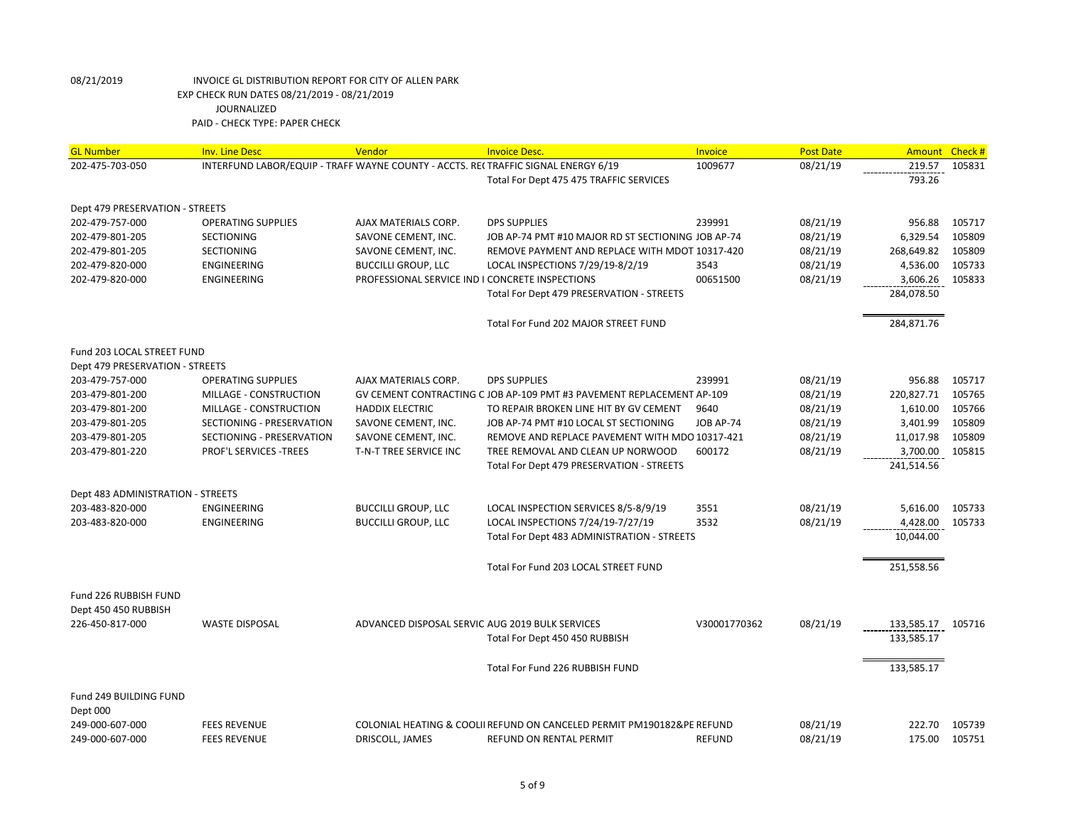08/21/2019 INVOICE GL DISTRIBUTION REPORT FOR CITY OF ALLEN PARK
EXP CHECK RUN DATES 08/21/2019 - 08/21/2019
JOURNALIZED
PAID - CHECK TYPE: PAPER CHECK

| GL Number | Inv. Line Desc | Vendor | Invoice Desc. | Invoice | Post Date | Amount | Check # |
|---|---|---|---|---|---|---|---|
| 202-475-703-050 | INTERFUND LABOR/EQUIP - TRAFF | WAYNE COUNTY - ACCTS. RE( | TRAFFIC SIGNAL ENERGY 6/19 | 1009677 | 08/21/19 | 219.57 | 105831 |
| | | | Total For Dept 475 475 TRAFFIC SERVICES | | | 793.26 | |
| Dept 479 PRESERVATION - STREETS | | | | | | | |
| 202-479-757-000 | OPERATING SUPPLIES | AJAX MATERIALS CORP. | DPS SUPPLIES | 239991 | 08/21/19 | 956.88 | 105717 |
| 202-479-801-205 | SECTIONING | SAVONE CEMENT, INC. | JOB AP-74 PMT #10 MAJOR RD ST SECTIONING | JOB AP-74 | 08/21/19 | 6,329.54 | 105809 |
| 202-479-801-205 | SECTIONING | SAVONE CEMENT, INC. | REMOVE PAYMENT AND REPLACE WITH MDOT | 10317-420 | 08/21/19 | 268,649.82 | 105809 |
| 202-479-820-000 | ENGINEERING | BUCCILLI GROUP, LLC | LOCAL INSPECTIONS 7/29/19-8/2/19 | 3543 | 08/21/19 | 4,536.00 | 105733 |
| 202-479-820-000 | ENGINEERING | PROFESSIONAL SERVICE IND I | CONCRETE INSPECTIONS | 00651500 | 08/21/19 | 3,606.26 | 105833 |
| | | | Total For Dept 479 PRESERVATION - STREETS | | | 284,078.50 | |
| | | | Total For Fund 202 MAJOR STREET FUND | | | 284,871.76 | |
| Fund 203 LOCAL STREET FUND | | | | | | | |
| Dept 479 PRESERVATION - STREETS | | | | | | | |
| 203-479-757-000 | OPERATING SUPPLIES | AJAX MATERIALS CORP. | DPS SUPPLIES | 239991 | 08/21/19 | 956.88 | 105717 |
| 203-479-801-200 | MILLAGE - CONSTRUCTION | GV CEMENT CONTRACTING C | JOB AP-109 PMT #3 PAVEMENT REPLACEMENT | AP-109 | 08/21/19 | 220,827.71 | 105765 |
| 203-479-801-200 | MILLAGE - CONSTRUCTION | HADDIX ELECTRIC | TO REPAIR BROKEN LINE HIT BY GV CEMENT | 9640 | 08/21/19 | 1,610.00 | 105766 |
| 203-479-801-205 | SECTIONING - PRESERVATION | SAVONE CEMENT, INC. | JOB AP-74 PMT #10 LOCAL ST SECTIONING | JOB AP-74 | 08/21/19 | 3,401.99 | 105809 |
| 203-479-801-205 | SECTIONING - PRESERVATION | SAVONE CEMENT, INC. | REMOVE AND REPLACE PAVEMENT WITH MDO | 10317-421 | 08/21/19 | 11,017.98 | 105809 |
| 203-479-801-220 | PROF'L SERVICES -TREES | T-N-T TREE SERVICE INC | TREE REMOVAL AND CLEAN UP NORWOOD | 600172 | 08/21/19 | 3,700.00 | 105815 |
| | | | Total For Dept 479 PRESERVATION - STREETS | | | 241,514.56 | |
| Dept 483 ADMINISTRATION - STREETS | | | | | | | |
| 203-483-820-000 | ENGINEERING | BUCCILLI GROUP, LLC | LOCAL INSPECTION SERVICES 8/5-8/9/19 | 3551 | 08/21/19 | 5,616.00 | 105733 |
| 203-483-820-000 | ENGINEERING | BUCCILLI GROUP, LLC | LOCAL INSPECTIONS 7/24/19-7/27/19 | 3532 | 08/21/19 | 4,428.00 | 105733 |
| | | | Total For Dept 483 ADMINISTRATION - STREETS | | | 10,044.00 | |
| | | | Total For Fund 203 LOCAL STREET FUND | | | 251,558.56 | |
| Fund 226 RUBBISH FUND | | | | | | | |
| Dept 450 450 RUBBISH | | | | | | | |
| 226-450-817-000 | WASTE DISPOSAL | ADVANCED DISPOSAL SERVIC | AUG 2019 BULK SERVICES | V30001770362 | 08/21/19 | 133,585.17 | 105716 |
| | | | Total For Dept 450 450 RUBBISH | | | 133,585.17 | |
| | | | Total For Fund 226 RUBBISH FUND | | | 133,585.17 | |
| Fund 249 BUILDING FUND | | | | | | | |
| Dept 000 | | | | | | | |
| 249-000-607-000 | FEES REVENUE | COLONIAL HEATING & COOLI | REFUND ON CANCELED PERMIT PM190182&PE | REFUND | 08/21/19 | 222.70 | 105739 |
| 249-000-607-000 | FEES REVENUE | DRISCOLL, JAMES | REFUND ON RENTAL PERMIT | REFUND | 08/21/19 | 175.00 | 105751 |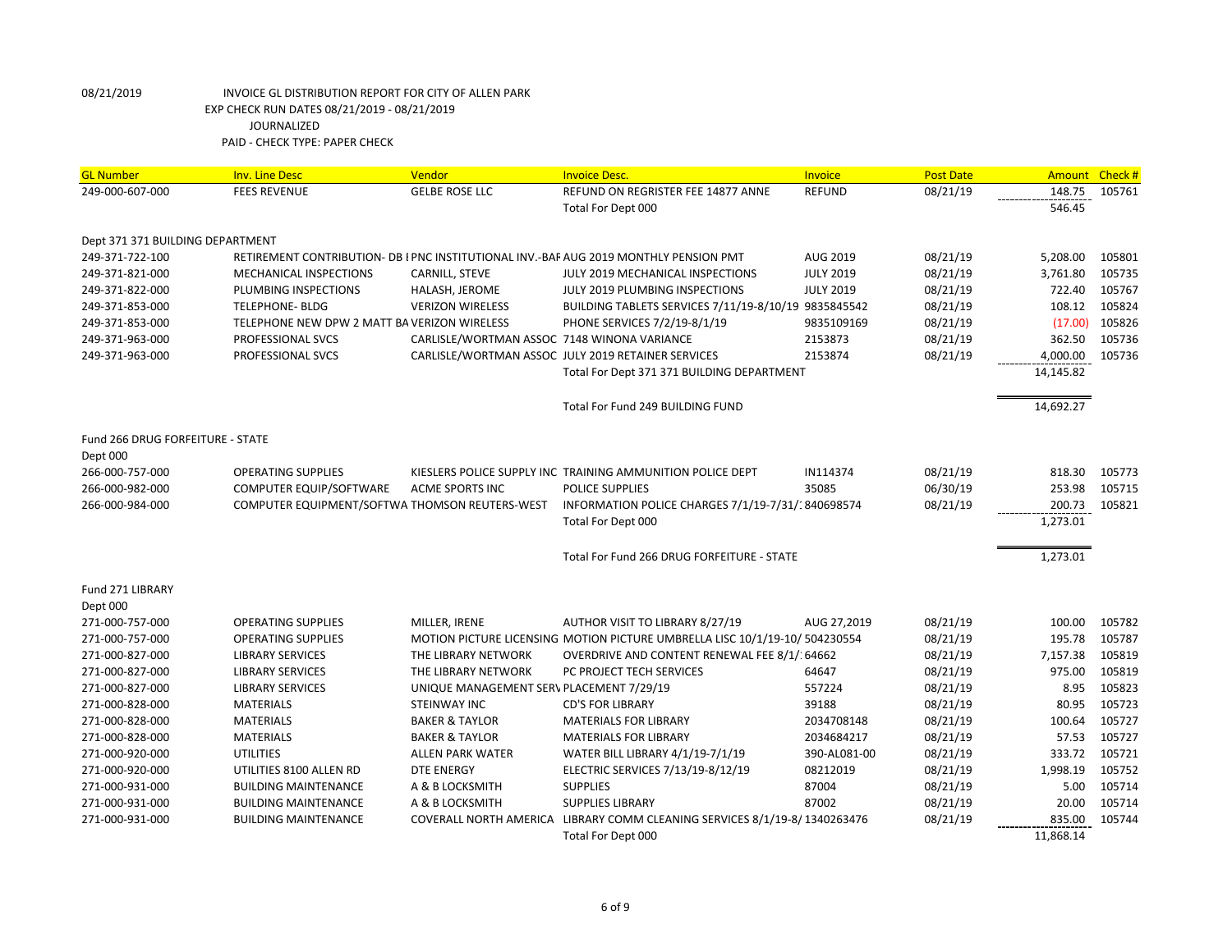08/21/2019 INVOICE GL DISTRIBUTION REPORT FOR CITY OF ALLEN PARK
EXP CHECK RUN DATES 08/21/2019 - 08/21/2019
JOURNALIZED
PAID - CHECK TYPE: PAPER CHECK

| GL Number | Inv. Line Desc | Vendor | Invoice Desc. | Invoice | Post Date | Amount | Check # |
|---|---|---|---|---|---|---|---|
| 249-000-607-000 | FEES REVENUE | GELBE ROSE LLC | REFUND ON REGRISTER FEE 14877 ANNE | REFUND | 08/21/19 | 148.75 | 105761 |
| | | | Total For Dept 000 | | | 546.45 | |
| Dept 371 371 BUILDING DEPARTMENT | | | | | | | |
| 249-371-722-100 | RETIREMENT CONTRIBUTION- DB I | PNC INSTITUTIONAL INV.-BAF | AUG 2019 MONTHLY PENSION PMT | AUG 2019 | 08/21/19 | 5,208.00 | 105801 |
| 249-371-821-000 | MECHANICAL INSPECTIONS | CARNILL, STEVE | JULY 2019 MECHANICAL INSPECTIONS | JULY 2019 | 08/21/19 | 3,761.80 | 105735 |
| 249-371-822-000 | PLUMBING INSPECTIONS | HALASH, JEROME | JULY 2019 PLUMBING INSPECTIONS | JULY 2019 | 08/21/19 | 722.40 | 105767 |
| 249-371-853-000 | TELEPHONE- BLDG | VERIZON WIRELESS | BUILDING TABLETS SERVICES 7/11/19-8/10/19 | 9835845542 | 08/21/19 | 108.12 | 105824 |
| 249-371-853-000 | TELEPHONE NEW DPW 2 MATT BA | VERIZON WIRELESS | PHONE SERVICES 7/2/19-8/1/19 | 9835109169 | 08/21/19 | (17.00) | 105826 |
| 249-371-963-000 | PROFESSIONAL SVCS | CARLISLE/WORTMAN ASSOC | 7148 WINONA VARIANCE | 2153873 | 08/21/19 | 362.50 | 105736 |
| 249-371-963-000 | PROFESSIONAL SVCS | CARLISLE/WORTMAN ASSOC | JULY 2019 RETAINER SERVICES | 2153874 | 08/21/19 | 4,000.00 | 105736 |
| | | | Total For Dept 371 371 BUILDING DEPARTMENT | | | 14,145.82 | |
| | | | Total For Fund 249 BUILDING FUND | | | 14,692.27 | |
| Fund 266 DRUG FORFEITURE - STATE | | | | | | | |
| Dept 000 | | | | | | | |
| 266-000-757-000 | OPERATING SUPPLIES | KIESLERS POLICE SUPPLY INC | TRAINING AMMUNITION POLICE DEPT | IN114374 | 08/21/19 | 818.30 | 105773 |
| 266-000-982-000 | COMPUTER EQUIP/SOFTWARE | ACME SPORTS INC | POLICE SUPPLIES | 35085 | 06/30/19 | 253.98 | 105715 |
| 266-000-984-000 | COMPUTER EQUIPMENT/SOFTWA | THOMSON REUTERS-WEST | INFORMATION POLICE CHARGES 7/1/19-7/31/1 | 840698574 | 08/21/19 | 200.73 | 105821 |
| | | | Total For Dept 000 | | | 1,273.01 | |
| | | | Total For Fund 266 DRUG FORFEITURE - STATE | | | 1,273.01 | |
| Fund 271 LIBRARY | | | | | | | |
| Dept 000 | | | | | | | |
| 271-000-757-000 | OPERATING SUPPLIES | MILLER, IRENE | AUTHOR VISIT TO LIBRARY 8/27/19 | AUG 27,2019 | 08/21/19 | 100.00 | 105782 |
| 271-000-757-000 | OPERATING SUPPLIES | MOTION PICTURE LICENSING | MOTION PICTURE UMBRELLA LISC 10/1/19-10/ | 504230554 | 08/21/19 | 195.78 | 105787 |
| 271-000-827-000 | LIBRARY SERVICES | THE LIBRARY NETWORK | OVERDRIVE AND CONTENT RENEWAL FEE 8/1/ | 64662 | 08/21/19 | 7,157.38 | 105819 |
| 271-000-827-000 | LIBRARY SERVICES | THE LIBRARY NETWORK | PC PROJECT TECH SERVICES | 64647 | 08/21/19 | 975.00 | 105819 |
| 271-000-827-000 | LIBRARY SERVICES | UNIQUE MANAGEMENT SERV | PLACEMENT 7/29/19 | 557224 | 08/21/19 | 8.95 | 105823 |
| 271-000-828-000 | MATERIALS | STEINWAY INC | CD'S FOR LIBRARY | 39188 | 08/21/19 | 80.95 | 105723 |
| 271-000-828-000 | MATERIALS | BAKER & TAYLOR | MATERIALS FOR LIBRARY | 2034708148 | 08/21/19 | 100.64 | 105727 |
| 271-000-828-000 | MATERIALS | BAKER & TAYLOR | MATERIALS FOR LIBRARY | 2034684217 | 08/21/19 | 57.53 | 105727 |
| 271-000-920-000 | UTILITIES | ALLEN PARK WATER | WATER BILL LIBRARY 4/1/19-7/1/19 | 390-AL081-00 | 08/21/19 | 333.72 | 105721 |
| 271-000-920-000 | UTILITIES 8100 ALLEN RD | DTE ENERGY | ELECTRIC SERVICES 7/13/19-8/12/19 | 08212019 | 08/21/19 | 1,998.19 | 105752 |
| 271-000-931-000 | BUILDING MAINTENANCE | A & B LOCKSMITH | SUPPLIES | 87004 | 08/21/19 | 5.00 | 105714 |
| 271-000-931-000 | BUILDING MAINTENANCE | A & B LOCKSMITH | SUPPLIES LIBRARY | 87002 | 08/21/19 | 20.00 | 105714 |
| 271-000-931-000 | BUILDING MAINTENANCE | COVERALL NORTH AMERICA | LIBRARY COMM CLEANING SERVICES 8/1/19-8/ | 1340263476 | 08/21/19 | 835.00 | 105744 |
| | | | Total For Dept 000 | | | 11,868.14 | |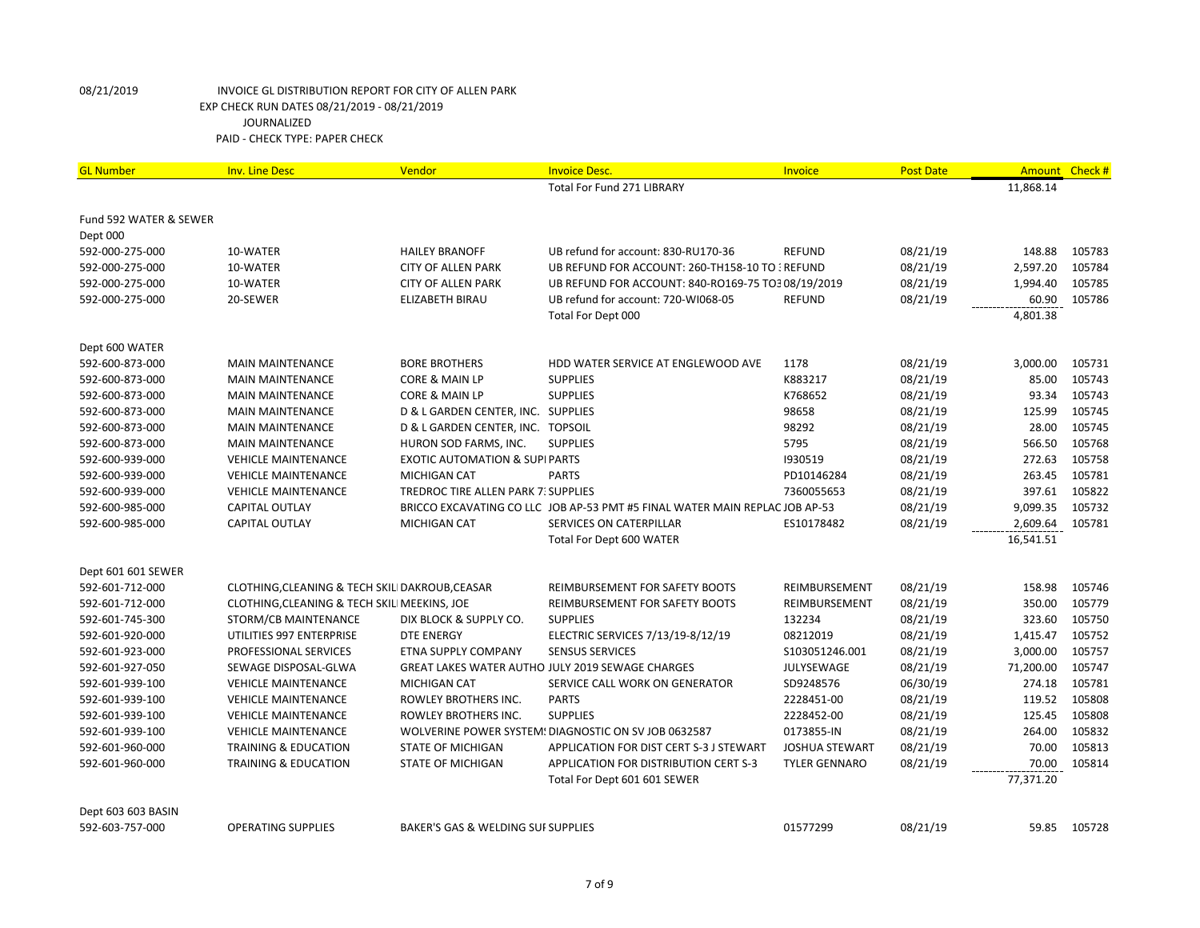08/21/2019 INVOICE GL DISTRIBUTION REPORT FOR CITY OF ALLEN PARK

EXP CHECK RUN DATES 08/21/2019 - 08/21/2019

JOURNALIZED

PAID - CHECK TYPE: PAPER CHECK

| GL Number | Inv. Line Desc | Vendor | Invoice Desc. | Invoice | Post Date | Amount | Check # |
|---|---|---|---|---|---|---|---|
| | | | Total For Fund 271 LIBRARY | | | 11,868.14 | |
| Fund 592 WATER & SEWER | | | | | | | |
| Dept 000 | | | | | | | |
| 592-000-275-000 | 10-WATER | HAILEY BRANOFF | UB refund for account: 830-RU170-36 | REFUND | 08/21/19 | 148.88 | 105783 |
| 592-000-275-000 | 10-WATER | CITY OF ALLEN PARK | UB REFUND FOR ACCOUNT: 260-TH158-10 TO : REFUND | | 08/21/19 | 2,597.20 | 105784 |
| 592-000-275-000 | 10-WATER | CITY OF ALLEN PARK | UB REFUND FOR ACCOUNT: 840-RO169-75 TO: 08/19/2019 | | 08/21/19 | 1,994.40 | 105785 |
| 592-000-275-000 | 20-SEWER | ELIZABETH BIRAU | UB refund for account: 720-WI068-05 | REFUND | 08/21/19 | 60.90 | 105786 |
| | | | Total For Dept 000 | | | 4,801.38 | |
| Dept 600 WATER | | | | | | | |
| 592-600-873-000 | MAIN MAINTENANCE | BORE BROTHERS | HDD WATER SERVICE AT ENGLEWOOD AVE | 1178 | 08/21/19 | 3,000.00 | 105731 |
| 592-600-873-000 | MAIN MAINTENANCE | CORE & MAIN LP | SUPPLIES | K883217 | 08/21/19 | 85.00 | 105743 |
| 592-600-873-000 | MAIN MAINTENANCE | CORE & MAIN LP | SUPPLIES | K768652 | 08/21/19 | 93.34 | 105743 |
| 592-600-873-000 | MAIN MAINTENANCE | D & L GARDEN CENTER, INC. | SUPPLIES | 98658 | 08/21/19 | 125.99 | 105745 |
| 592-600-873-000 | MAIN MAINTENANCE | D & L GARDEN CENTER, INC. | TOPSOIL | 98292 | 08/21/19 | 28.00 | 105745 |
| 592-600-873-000 | MAIN MAINTENANCE | HURON SOD FARMS, INC. | SUPPLIES | 5795 | 08/21/19 | 566.50 | 105768 |
| 592-600-939-000 | VEHICLE MAINTENANCE | EXOTIC AUTOMATION & SUPI | PARTS | I930519 | 08/21/19 | 272.63 | 105758 |
| 592-600-939-000 | VEHICLE MAINTENANCE | MICHIGAN CAT | PARTS | PD10146284 | 08/21/19 | 263.45 | 105781 |
| 592-600-939-000 | VEHICLE MAINTENANCE | TREDROC TIRE ALLEN PARK 7: | SUPPLIES | 7360055653 | 08/21/19 | 397.61 | 105822 |
| 592-600-985-000 | CAPITAL OUTLAY | BRICCO EXCAVATING CO LLC | JOB AP-53 PMT #5 FINAL WATER MAIN REPLAC | JOB AP-53 | 08/21/19 | 9,099.35 | 105732 |
| 592-600-985-000 | CAPITAL OUTLAY | MICHIGAN CAT | SERVICES ON CATERPILLAR | ES10178482 | 08/21/19 | 2,609.64 | 105781 |
| | | | Total For Dept 600 WATER | | | 16,541.51 | |
| Dept 601 601 SEWER | | | | | | | |
| 592-601-712-000 | CLOTHING,CLEANING & TECH SKILI | DAKROUB,CEASAR | REIMBURSEMENT FOR SAFETY BOOTS | REIMBURSEMENT | 08/21/19 | 158.98 | 105746 |
| 592-601-712-000 | CLOTHING,CLEANING & TECH SKILI | MEEKINS, JOE | REIMBURSEMENT FOR SAFETY BOOTS | REIMBURSEMENT | 08/21/19 | 350.00 | 105779 |
| 592-601-745-300 | STORM/CB MAINTENANCE | DIX BLOCK & SUPPLY CO. | SUPPLIES | 132234 | 08/21/19 | 323.60 | 105750 |
| 592-601-920-000 | UTILITIES 997 ENTERPRISE | DTE ENERGY | ELECTRIC SERVICES 7/13/19-8/12/19 | 08212019 | 08/21/19 | 1,415.47 | 105752 |
| 592-601-923-000 | PROFESSIONAL SERVICES | ETNA SUPPLY COMPANY | SENSUS SERVICES | S103051246.001 | 08/21/19 | 3,000.00 | 105757 |
| 592-601-927-050 | SEWAGE DISPOSAL-GLWA | GREAT LAKES WATER AUTHO | JULY 2019 SEWAGE CHARGES | JULYSEWAGE | 08/21/19 | 71,200.00 | 105747 |
| 592-601-939-100 | VEHICLE MAINTENANCE | MICHIGAN CAT | SERVICE CALL WORK ON GENERATOR | SD9248576 | 06/30/19 | 274.18 | 105781 |
| 592-601-939-100 | VEHICLE MAINTENANCE | ROWLEY BROTHERS INC. | PARTS | 2228451-00 | 08/21/19 | 119.52 | 105808 |
| 592-601-939-100 | VEHICLE MAINTENANCE | ROWLEY BROTHERS INC. | SUPPLIES | 2228452-00 | 08/21/19 | 125.45 | 105808 |
| 592-601-939-100 | VEHICLE MAINTENANCE | WOLVERINE POWER SYSTEM! | DIAGNOSTIC ON SV JOB 0632587 | 0173855-IN | 08/21/19 | 264.00 | 105832 |
| 592-601-960-000 | TRAINING & EDUCATION | STATE OF MICHIGAN | APPLICATION FOR DIST CERT S-3 J STEWART | JOSHUA STEWART | 08/21/19 | 70.00 | 105813 |
| 592-601-960-000 | TRAINING & EDUCATION | STATE OF MICHIGAN | APPLICATION FOR DISTRIBUTION CERT S-3 | TYLER GENNARO | 08/21/19 | 70.00 | 105814 |
| | | | Total For Dept 601 601 SEWER | | | 77,371.20 | |
| Dept 603 603 BASIN | | | | | | | |
| 592-603-757-000 | OPERATING SUPPLIES | BAKER'S GAS & WELDING SUI | SUPPLIES | 01577299 | 08/21/19 | 59.85 | 105728 |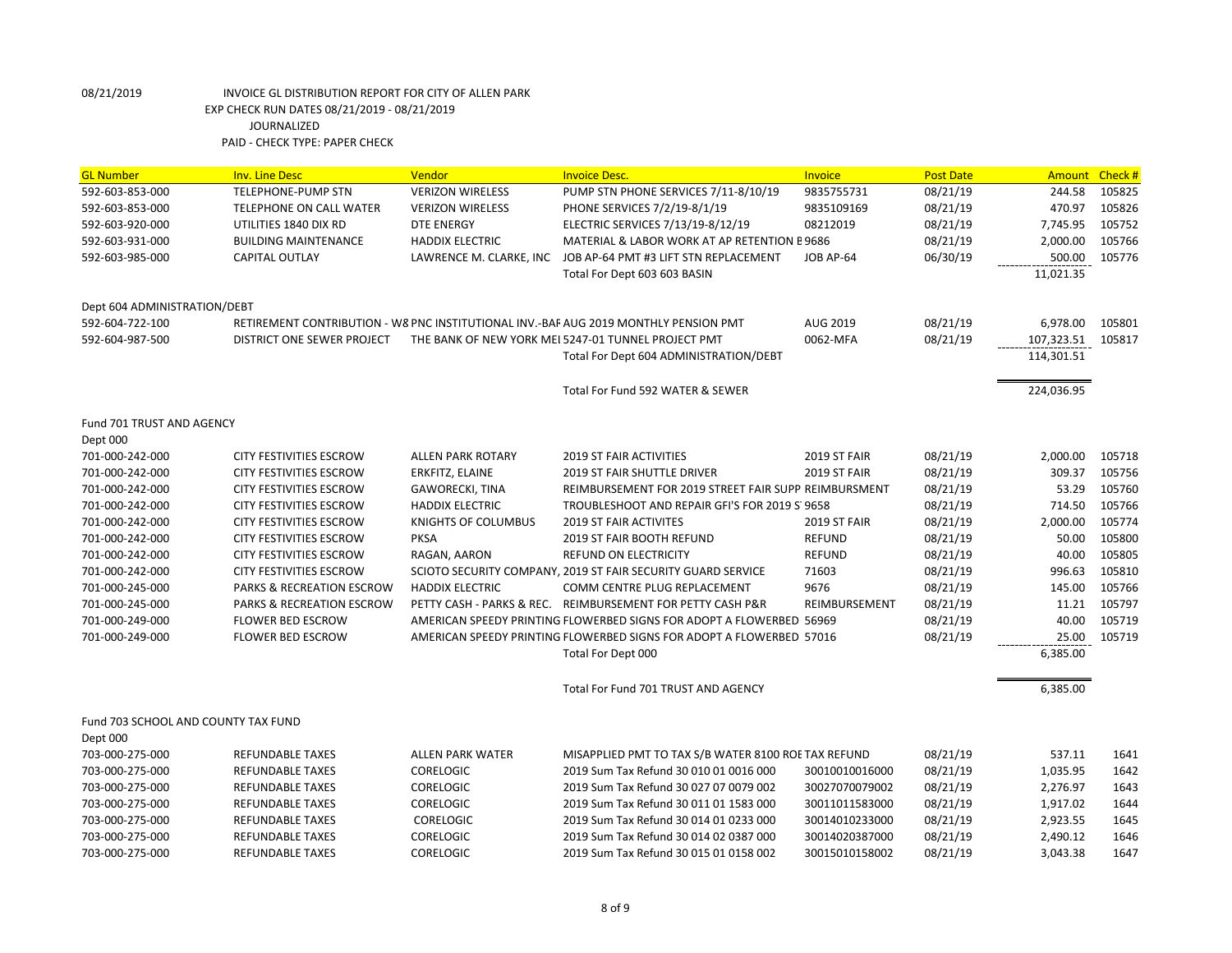08/21/2019 INVOICE GL DISTRIBUTION REPORT FOR CITY OF ALLEN PARK
EXP CHECK RUN DATES 08/21/2019 - 08/21/2019
JOURNALIZED
PAID - CHECK TYPE: PAPER CHECK

| GL Number | Inv. Line Desc | Vendor | Invoice Desc. | Invoice | Post Date | Amount | Check # |
|---|---|---|---|---|---|---|---|
| 592-603-853-000 | TELEPHONE-PUMP STN | VERIZON WIRELESS | PUMP STN PHONE SERVICES 7/11-8/10/19 | 9835755731 | 08/21/19 | 244.58 | 105825 |
| 592-603-853-000 | TELEPHONE ON CALL WATER | VERIZON WIRELESS | PHONE SERVICES 7/2/19-8/1/19 | 9835109169 | 08/21/19 | 470.97 | 105826 |
| 592-603-920-000 | UTILITIES 1840 DIX RD | DTE ENERGY | ELECTRIC SERVICES 7/13/19-8/12/19 | 08212019 | 08/21/19 | 7,745.95 | 105752 |
| 592-603-931-000 | BUILDING MAINTENANCE | HADDIX ELECTRIC | MATERIAL & LABOR WORK AT AP RETENTION E | 9686 | 08/21/19 | 2,000.00 | 105766 |
| 592-603-985-000 | CAPITAL OUTLAY | LAWRENCE M. CLARKE, INC | JOB AP-64 PMT #3 LIFT STN REPLACEMENT | JOB AP-64 | 06/30/19 | 500.00 | 105776 |
| | | | Total For Dept 603 603 BASIN | | | 11,021.35 | |
| Dept 604 ADMINISTRATION/DEBT | | | | | | | |
| 592-604-722-100 | RETIREMENT CONTRIBUTION - W8 | PNC INSTITUTIONAL INV.-BAF | AUG 2019 MONTHLY PENSION PMT | AUG 2019 | 08/21/19 | 6,978.00 | 105801 |
| 592-604-987-500 | DISTRICT ONE SEWER PROJECT | THE BANK OF NEW YORK MEI | 5247-01 TUNNEL PROJECT PMT | 0062-MFA | 08/21/19 | 107,323.51 | 105817 |
| | | | Total For Dept 604 ADMINISTRATION/DEBT | | | 114,301.51 | |
| | | | Total For Fund 592 WATER & SEWER | | | 224,036.95 | |
| Fund 701 TRUST AND AGENCY | | | | | | | |
| Dept 000 | | | | | | | |
| 701-000-242-000 | CITY FESTIVITIES ESCROW | ALLEN PARK ROTARY | 2019 ST FAIR ACTIVITIES | 2019 ST FAIR | 08/21/19 | 2,000.00 | 105718 |
| 701-000-242-000 | CITY FESTIVITIES ESCROW | ERKFITZ, ELAINE | 2019 ST FAIR SHUTTLE DRIVER | 2019 ST FAIR | 08/21/19 | 309.37 | 105756 |
| 701-000-242-000 | CITY FESTIVITIES ESCROW | GAWORECKI, TINA | REIMBURSEMENT FOR 2019 STREET FAIR SUPP | REIMBURSMENT | 08/21/19 | 53.29 | 105760 |
| 701-000-242-000 | CITY FESTIVITIES ESCROW | HADDIX ELECTRIC | TROUBLESHOOT AND REPAIR GFI'S FOR 2019 S | 9658 | 08/21/19 | 714.50 | 105766 |
| 701-000-242-000 | CITY FESTIVITIES ESCROW | KNIGHTS OF COLUMBUS | 2019 ST FAIR ACTIVITES | 2019 ST FAIR | 08/21/19 | 2,000.00 | 105774 |
| 701-000-242-000 | CITY FESTIVITIES ESCROW | PKSA | 2019 ST FAIR BOOTH REFUND | REFUND | 08/21/19 | 50.00 | 105800 |
| 701-000-242-000 | CITY FESTIVITIES ESCROW | RAGAN, AARON | REFUND ON ELECTRICITY | REFUND | 08/21/19 | 40.00 | 105805 |
| 701-000-242-000 | CITY FESTIVITIES ESCROW | SCIOTO SECURITY COMPANY, | 2019 ST FAIR SECURITY GUARD SERVICE | 71603 | 08/21/19 | 996.63 | 105810 |
| 701-000-245-000 | PARKS & RECREATION ESCROW | HADDIX ELECTRIC | COMM CENTRE PLUG REPLACEMENT | 9676 | 08/21/19 | 145.00 | 105766 |
| 701-000-245-000 | PARKS & RECREATION ESCROW | PETTY CASH - PARKS & REC. | REIMBURSEMENT FOR PETTY CASH P&R | REIMBURSEMENT | 08/21/19 | 11.21 | 105797 |
| 701-000-249-000 | FLOWER BED ESCROW | AMERICAN SPEEDY PRINTING | FLOWERBED SIGNS FOR ADOPT A FLOWERBED | 56969 | 08/21/19 | 40.00 | 105719 |
| 701-000-249-000 | FLOWER BED ESCROW | AMERICAN SPEEDY PRINTING | FLOWERBED SIGNS FOR ADOPT A FLOWERBED | 57016 | 08/21/19 | 25.00 | 105719 |
| | | | Total For Dept 000 | | | 6,385.00 | |
| | | | Total For Fund 701 TRUST AND AGENCY | | | 6,385.00 | |
| Fund 703 SCHOOL AND COUNTY TAX FUND | | | | | | | |
| Dept 000 | | | | | | | |
| 703-000-275-000 | REFUNDABLE TAXES | ALLEN PARK WATER | MISAPPLIED PMT TO TAX S/B WATER 8100 ROE | TAX REFUND | 08/21/19 | 537.11 | 1641 |
| 703-000-275-000 | REFUNDABLE TAXES | CORELOGIC | 2019 Sum Tax Refund 30 010 01 0016 000 | 30010010016000 | 08/21/19 | 1,035.95 | 1642 |
| 703-000-275-000 | REFUNDABLE TAXES | CORELOGIC | 2019 Sum Tax Refund 30 027 07 0079 002 | 30027070079002 | 08/21/19 | 2,276.97 | 1643 |
| 703-000-275-000 | REFUNDABLE TAXES | CORELOGIC | 2019 Sum Tax Refund 30 011 01 1583 000 | 30011011583000 | 08/21/19 | 1,917.02 | 1644 |
| 703-000-275-000 | REFUNDABLE TAXES | CORELOGIC | 2019 Sum Tax Refund 30 014 01 0233 000 | 30014010233000 | 08/21/19 | 2,923.55 | 1645 |
| 703-000-275-000 | REFUNDABLE TAXES | CORELOGIC | 2019 Sum Tax Refund 30 014 02 0387 000 | 30014020387000 | 08/21/19 | 2,490.12 | 1646 |
| 703-000-275-000 | REFUNDABLE TAXES | CORELOGIC | 2019 Sum Tax Refund 30 015 01 0158 002 | 30015010158002 | 08/21/19 | 3,043.38 | 1647 |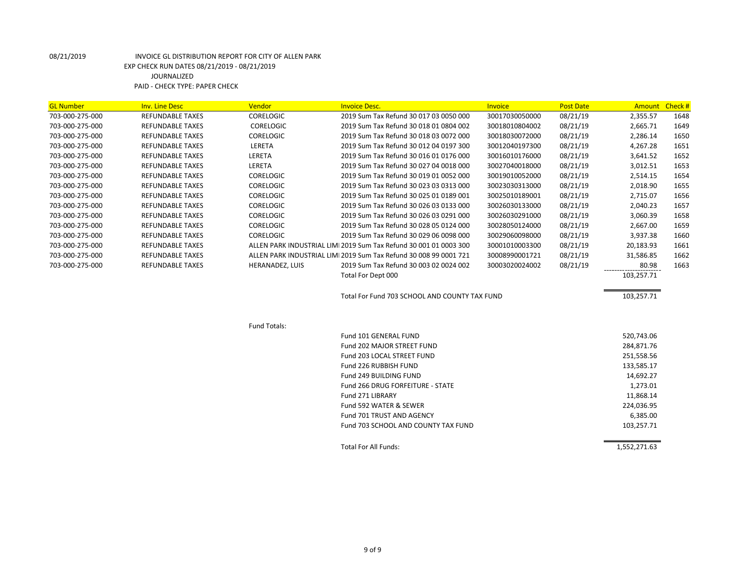08/21/2019

INVOICE GL DISTRIBUTION REPORT FOR CITY OF ALLEN PARK
EXP CHECK RUN DATES 08/21/2019 - 08/21/2019
JOURNALIZED
PAID - CHECK TYPE: PAPER CHECK

| GL Number | Inv. Line Desc | Vendor | Invoice Desc. | Invoice | Post Date | Amount | Check # |
|---|---|---|---|---|---|---|---|
| 703-000-275-000 | REFUNDABLE TAXES | CORELOGIC | 2019 Sum Tax Refund 30 017 03 0050 000 | 30017030050000 | 08/21/19 | 2,355.57 | 1648 |
| 703-000-275-000 | REFUNDABLE TAXES | CORELOGIC | 2019 Sum Tax Refund 30 018 01 0804 002 | 30018010804002 | 08/21/19 | 2,665.71 | 1649 |
| 703-000-275-000 | REFUNDABLE TAXES | CORELOGIC | 2019 Sum Tax Refund 30 018 03 0072 000 | 30018030072000 | 08/21/19 | 2,286.14 | 1650 |
| 703-000-275-000 | REFUNDABLE TAXES | LERETA | 2019 Sum Tax Refund 30 012 04 0197 300 | 30012040197300 | 08/21/19 | 4,267.28 | 1651 |
| 703-000-275-000 | REFUNDABLE TAXES | LERETA | 2019 Sum Tax Refund 30 016 01 0176 000 | 30016010176000 | 08/21/19 | 3,641.52 | 1652 |
| 703-000-275-000 | REFUNDABLE TAXES | LERETA | 2019 Sum Tax Refund 30 027 04 0018 000 | 30027040018000 | 08/21/19 | 3,012.51 | 1653 |
| 703-000-275-000 | REFUNDABLE TAXES | CORELOGIC | 2019 Sum Tax Refund 30 019 01 0052 000 | 30019010052000 | 08/21/19 | 2,514.15 | 1654 |
| 703-000-275-000 | REFUNDABLE TAXES | CORELOGIC | 2019 Sum Tax Refund 30 023 03 0313 000 | 30023030313000 | 08/21/19 | 2,018.90 | 1655 |
| 703-000-275-000 | REFUNDABLE TAXES | CORELOGIC | 2019 Sum Tax Refund 30 025 01 0189 001 | 30025010189001 | 08/21/19 | 2,715.07 | 1656 |
| 703-000-275-000 | REFUNDABLE TAXES | CORELOGIC | 2019 Sum Tax Refund 30 026 03 0133 000 | 30026030133000 | 08/21/19 | 2,040.23 | 1657 |
| 703-000-275-000 | REFUNDABLE TAXES | CORELOGIC | 2019 Sum Tax Refund 30 026 03 0291 000 | 30026030291000 | 08/21/19 | 3,060.39 | 1658 |
| 703-000-275-000 | REFUNDABLE TAXES | CORELOGIC | 2019 Sum Tax Refund 30 028 05 0124 000 | 30028050124000 | 08/21/19 | 2,667.00 | 1659 |
| 703-000-275-000 | REFUNDABLE TAXES | CORELOGIC | 2019 Sum Tax Refund 30 029 06 0098 000 | 30029060098000 | 08/21/19 | 3,937.38 | 1660 |
| 703-000-275-000 | REFUNDABLE TAXES | ALLEN PARK INDUSTRIAL LIMI | 2019 Sum Tax Refund 30 001 01 0003 300 | 30001010003300 | 08/21/19 | 20,183.93 | 1661 |
| 703-000-275-000 | REFUNDABLE TAXES | ALLEN PARK INDUSTRIAL LIMI | 2019 Sum Tax Refund 30 008 99 0001 721 | 30008990001721 | 08/21/19 | 31,586.85 | 1662 |
| 703-000-275-000 | REFUNDABLE TAXES | HERANADEZ, LUIS | 2019 Sum Tax Refund 30 003 02 0024 002 | 30003020024002 | 08/21/19 | 80.98 | 1663 |
| | | | Total For Dept 000 | | | 103,257.71 | |
| | | | Total For Fund 703 SCHOOL AND COUNTY TAX FUND | | | 103,257.71 | |

Fund Totals:

| | |
|---|---|
| Fund 101 GENERAL FUND | 520,743.06 |
| Fund 202 MAJOR STREET FUND | 284,871.76 |
| Fund 203 LOCAL STREET FUND | 251,558.56 |
| Fund 226 RUBBISH FUND | 133,585.17 |
| Fund 249 BUILDING FUND | 14,692.27 |
| Fund 266 DRUG FORFEITURE - STATE | 1,273.01 |
| Fund 271 LIBRARY | 11,868.14 |
| Fund 592 WATER & SEWER | 224,036.95 |
| Fund 701 TRUST AND AGENCY | 6,385.00 |
| Fund 703 SCHOOL AND COUNTY TAX FUND | 103,257.71 |
| Total For All Funds: | 1,552,271.63 |